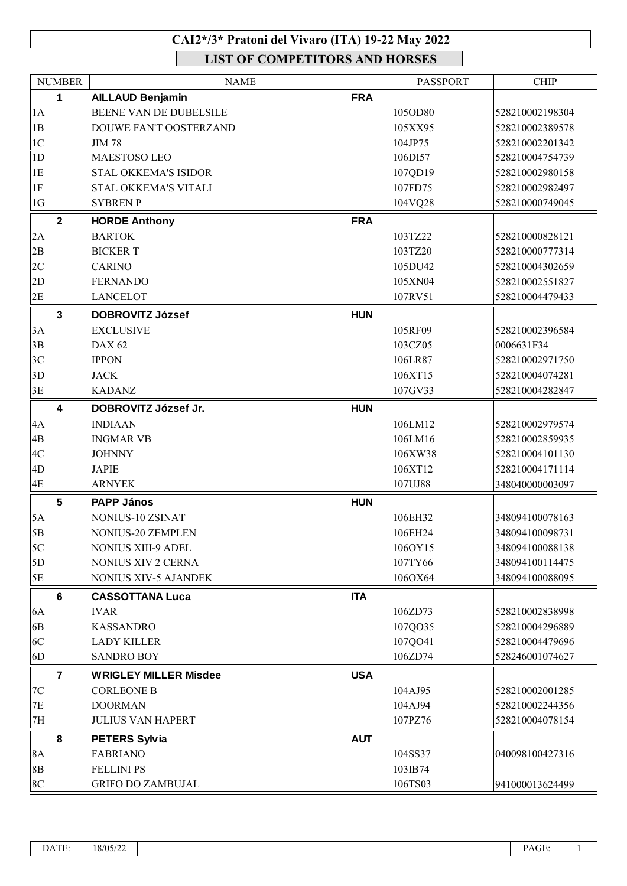# CAI2*/3* Pratoni del Vivaro (ITA) 19-22 May 2022

## LIST OF COMPETITORS AND HORSES

| NUMBER | NAME | | PASSPORT | CHIP |
|---|---|---|---|---|
| **1** | **AILLAUD Benjamin** | **FRA** | | |
| 1A | BEENE VAN DE DUBELSILE | | 105OD80 | 528210002198304 |
| 1B | DOUWE FAN'T OOSTERZAND | | 105XX95 | 528210002389578 |
| 1C | JIM 78 | | 104JP75 | 528210002201342 |
| 1D | MAESTOSO LEO | | 106DI57 | 528210004754739 |
| 1E | STAL OKKEMA'S ISIDOR | | 107QD19 | 528210002980158 |
| 1F | STAL OKKEMA'S VITALI | | 107FD75 | 528210002982497 |
| 1G | SYBREN P | | 104VQ28 | 528210000749045 |
| **2** | **HORDE Anthony** | **FRA** | | |
| 2A | BARTOK | | 103TZ22 | 528210000828121 |
| 2B | BICKER T | | 103TZ20 | 528210000777314 |
| 2C | CARINO | | 105DU42 | 528210004302659 |
| 2D | FERNANDO | | 105XN04 | 528210002551827 |
| 2E | LANCELOT | | 107RV51 | 528210004479433 |
| **3** | **DOBROVITZ József** | **HUN** | | |
| 3A | EXCLUSIVE | | 105RF09 | 528210002396584 |
| 3B | DAX 62 | | 103CZ05 | 0006631F34 |
| 3C | IPPON | | 106LR87 | 528210002971750 |
| 3D | JACK | | 106XT15 | 528210004074281 |
| 3E | KADANZ | | 107GV33 | 528210004282847 |
| **4** | **DOBROVITZ József Jr.** | **HUN** | | |
| 4A | INDIAAN | | 106LM12 | 528210002979574 |
| 4B | INGMAR VB | | 106LM16 | 528210002859935 |
| 4C | JOHNNY | | 106XW38 | 528210004101130 |
| 4D | JAPIE | | 106XT12 | 528210004171114 |
| 4E | ARNYEK | | 107UJ88 | 348040000003097 |
| **5** | **PAPP János** | **HUN** | | |
| 5A | NONIUS-10 ZSINAT | | 106EH32 | 348094100078163 |
| 5B | NONIUS-20 ZEMPLEN | | 106EH24 | 348094100098731 |
| 5C | NONIUS XIII-9 ADEL | | 106OY15 | 348094100088138 |
| 5D | NONIUS XIV 2 CERNA | | 107TY66 | 348094100114475 |
| 5E | NONIUS XIV-5 AJANDEK | | 106OX64 | 348094100088095 |
| **6** | **CASSOTTANA Luca** | **ITA** | | |
| 6A | IVAR | | 106ZD73 | 528210002838998 |
| 6B | KASSANDRO | | 107QO35 | 528210004296889 |
| 6C | LADY KILLER | | 107QO41 | 528210004479696 |
| 6D | SANDRO BOY | | 106ZD74 | 528246001074627 |
| **7** | **WRIGLEY MILLER Misdee** | **USA** | | |
| 7C | CORLEONE B | | 104AJ95 | 528210002001285 |
| 7E | DOORMAN | | 104AJ94 | 528210002244356 |
| 7H | JULIUS VAN HAPERT | | 107PZ76 | 528210004078154 |
| **8** | **PETERS Sylvia** | **AUT** | | |
| 8A | FABRIANO | | 104SS37 | 040098100427316 |
| 8B | FELLINI PS | | 103IB74 | |
| 8C | GRIFO DO ZAMBUJAL | | 106TS03 | 941000013624499 |

DATE: 18/05/22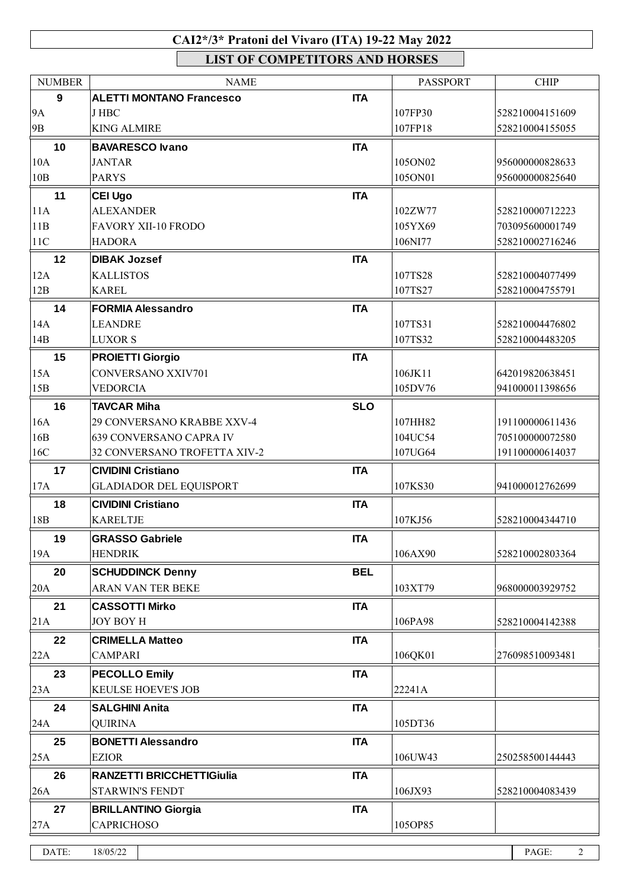# CAI2*/3* Pratoni del Vivaro (ITA) 19-22 May 2022

## LIST OF COMPETITORS AND HORSES

| NUMBER | NAME | | PASSPORT | CHIP |
|---|---|---|---|---|
| **9** | **ALETTI MONTANO Francesco** | **ITA** | | |
| 9A | J HBC | | 107FP30 | 528210004151609 |
| 9B | KING ALMIRE | | 107FP18 | 528210004155055 |
| **10** | **BAVARESCO Ivano** | **ITA** | | |
| 10A | JANTAR | | 105ON02 | 956000000828633 |
| 10B | PARYS | | 105ON01 | 956000000825640 |
| **11** | **CEI Ugo** | **ITA** | | |
| 11A | ALEXANDER | | 102ZW77 | 528210000712223 |
| 11B | FAVORY XII-10 FRODO | | 105YX69 | 703095600001749 |
| 11C | HADORA | | 106NI77 | 528210002716246 |
| **12** | **DIBAK Jozsef** | **ITA** | | |
| 12A | KALLISTOS | | 107TS28 | 528210004077499 |
| 12B | KAREL | | 107TS27 | 528210004755791 |
| **14** | **FORMIA Alessandro** | **ITA** | | |
| 14A | LEANDRE | | 107TS31 | 528210004476802 |
| 14B | LUXOR S | | 107TS32 | 528210004483205 |
| **15** | **PROIETTI Giorgio** | **ITA** | | |
| 15A | CONVERSANO XXIV701 | | 106JK11 | 642019820638451 |
| 15B | VEDORCIA | | 105DV76 | 941000011398656 |
| **16** | **TAVCAR Miha** | **SLO** | | |
| 16A | 29 CONVERSANO KRABBE XXV-4 | | 107HH82 | 191100000611436 |
| 16B | 639 CONVERSANO CAPRA IV | | 104UC54 | 705100000072580 |
| 16C | 32 CONVERSANO TROFETTA XIV-2 | | 107UG64 | 191100000614037 |
| **17** | **CIVIDINI Cristiano** | **ITA** | | |
| 17A | GLADIADOR DEL EQUISPORT | | 107KS30 | 941000012762699 |
| **18** | **CIVIDINI Cristiano** | **ITA** | | |
| 18B | KARELTJE | | 107KJ56 | 528210004344710 |
| **19** | **GRASSO Gabriele** | **ITA** | | |
| 19A | HENDRIK | | 106AX90 | 528210002803364 |
| **20** | **SCHUDDINCK Denny** | **BEL** | | |
| 20A | ARAN VAN TER BEKE | | 103XT79 | 968000003929752 |
| **21** | **CASSOTTI Mirko** | **ITA** | | |
| 21A | JOY BOY H | | 106PA98 | 528210004142388 |
| **22** | **CRIMELLA Matteo** | **ITA** | | |
| 22A | CAMPARI | | 106QK01 | 276098510093481 |
| **23** | **PECOLLO Emily** | **ITA** | | |
| 23A | KEULSE HOEVE'S JOB | | 22241A | |
| **24** | **SALGHINI Anita** | **ITA** | | |
| 24A | QUIRINA | | 105DT36 | |
| **25** | **BONETTI Alessandro** | **ITA** | | |
| 25A | EZIOR | | 106UW43 | 250258500144443 |
| **26** | **RANZETTI BRICCHETTIGiulia** | **ITA** | | |
| 26A | STARWIN'S FENDT | | 106JX93 | 528210004083439 |
| **27** | **BRILLANTINO Giorgia** | **ITA** | | |
| 27A | CAPRICHOSO | | 105OP85 | |

DATE: 18/05/22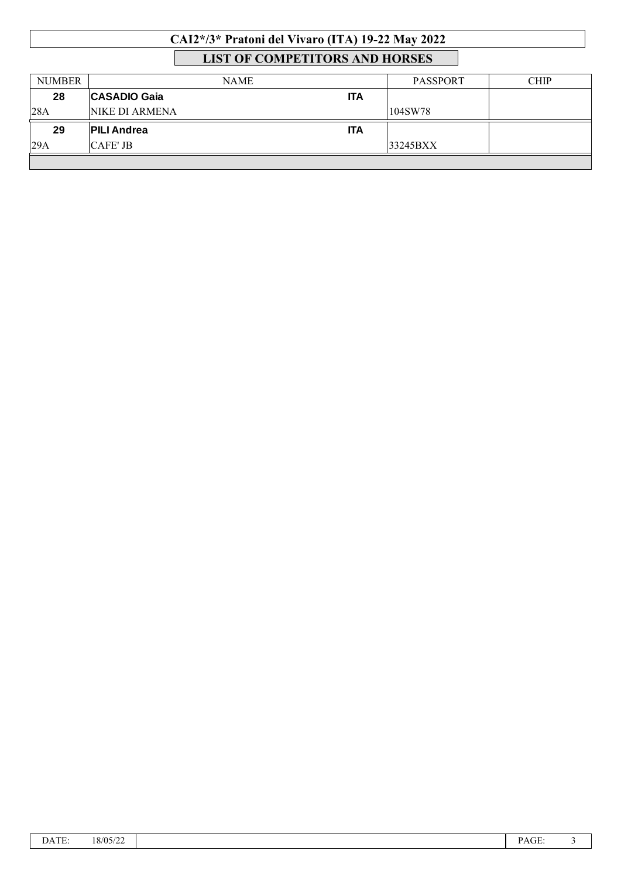# CAI2*/3* Pratoni del Vivaro (ITA) 19-22 May 2022

## LIST OF COMPETITORS AND HORSES

| NUMBER | NAME | | PASSPORT | CHIP |
|---|---|---|---|---|
| **28** | **CASADIO Gaia** | **ITA** | | |
| 28A | NIKE DI ARMENA | | 104SW78 | |
| **29** | **PILI Andrea** | **ITA** | | |
| 29A | CAFE' JB | | 33245BXX | |

DATE: 18/05/22